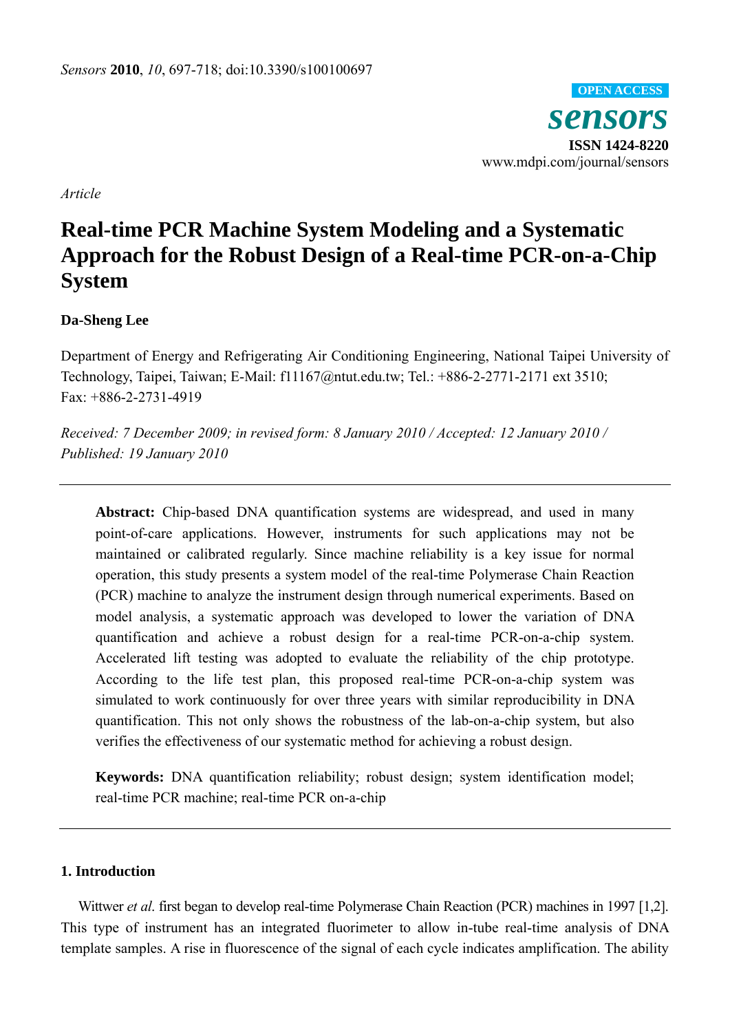*Sensors* **2010**, *10*, 697-718; doi:10.3390/s100100697

**OPEN ACCESS**

***sensors***

**ISSN 1424-8220**

www.mdpi.com/journal/sensors

*Article*

# Real-time PCR Machine System Modeling and a Systematic Approach for the Robust Design of a Real-time PCR-on-a-Chip System

**Da-Sheng Lee**

Department of Energy and Refrigerating Air Conditioning Engineering, National Taipei University of Technology, Taipei, Taiwan; E-Mail: f11167@ntut.edu.tw; Tel.: +886-2-2771-2171 ext 3510; Fax: +886-2-2731-4919

*Received: 7 December 2009; in revised form: 8 January 2010 / Accepted: 12 January 2010 / Published: 19 January 2010*

**Abstract:** Chip-based DNA quantification systems are widespread, and used in many point-of-care applications. However, instruments for such applications may not be maintained or calibrated regularly. Since machine reliability is a key issue for normal operation, this study presents a system model of the real-time Polymerase Chain Reaction (PCR) machine to analyze the instrument design through numerical experiments. Based on model analysis, a systematic approach was developed to lower the variation of DNA quantification and achieve a robust design for a real-time PCR-on-a-chip system. Accelerated lift testing was adopted to evaluate the reliability of the chip prototype. According to the life test plan, this proposed real-time PCR-on-a-chip system was simulated to work continuously for over three years with similar reproducibility in DNA quantification. This not only shows the robustness of the lab-on-a-chip system, but also verifies the effectiveness of our systematic method for achieving a robust design.

**Keywords:** DNA quantification reliability; robust design; system identification model; real-time PCR machine; real-time PCR on-a-chip

## 1. Introduction

Wittwer *et al.* first began to develop real-time Polymerase Chain Reaction (PCR) machines in 1997 [1,2]. This type of instrument has an integrated fluorimeter to allow in-tube real-time analysis of DNA template samples. A rise in fluorescence of the signal of each cycle indicates amplification. The ability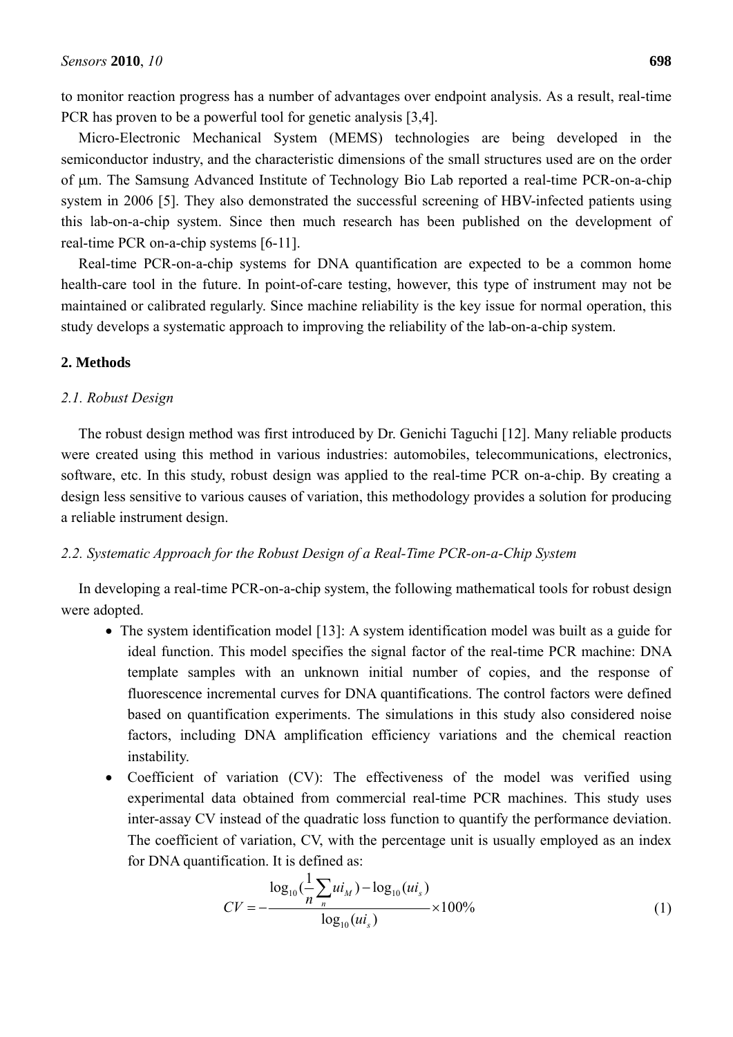to monitor reaction progress has a number of advantages over endpoint analysis. As a result, real-time PCR has proven to be a powerful tool for genetic analysis [3,4].

Micro-Electronic Mechanical System (MEMS) technologies are being developed in the semiconductor industry, and the characteristic dimensions of the small structures used are on the order of μm. The Samsung Advanced Institute of Technology Bio Lab reported a real-time PCR-on-a-chip system in 2006 [5]. They also demonstrated the successful screening of HBV-infected patients using this lab-on-a-chip system. Since then much research has been published on the development of real-time PCR on-a-chip systems [6-11].

Real-time PCR-on-a-chip systems for DNA quantification are expected to be a common home health-care tool in the future. In point-of-care testing, however, this type of instrument may not be maintained or calibrated regularly. Since machine reliability is the key issue for normal operation, this study develops a systematic approach to improving the reliability of the lab-on-a-chip system.

## 2. Methods

### *2.1. Robust Design*

The robust design method was first introduced by Dr. Genichi Taguchi [12]. Many reliable products were created using this method in various industries: automobiles, telecommunications, electronics, software, etc. In this study, robust design was applied to the real-time PCR on-a-chip. By creating a design less sensitive to various causes of variation, this methodology provides a solution for producing a reliable instrument design.

### *2.2. Systematic Approach for the Robust Design of a Real-Time PCR-on-a-Chip System*

In developing a real-time PCR-on-a-chip system, the following mathematical tools for robust design were adopted.

- The system identification model [13]: A system identification model was built as a guide for ideal function. This model specifies the signal factor of the real-time PCR machine: DNA template samples with an unknown initial number of copies, and the response of fluorescence incremental curves for DNA quantifications. The control factors were defined based on quantification experiments. The simulations in this study also considered noise factors, including DNA amplification efficiency variations and the chemical reaction instability.
- Coefficient of variation (CV): The effectiveness of the model was verified using experimental data obtained from commercial real-time PCR machines. This study uses inter-assay CV instead of the quadratic loss function to quantify the performance deviation. The coefficient of variation, CV, with the percentage unit is usually employed as an index for DNA quantification. It is defined as:

$$CV = -\frac{\log_{10}\left(\frac{1}{n}\sum_{n} ui_M\right) - \log_{10}(ui_s)}{\log_{10}(ui_s)} \times 100\% \tag{1}$$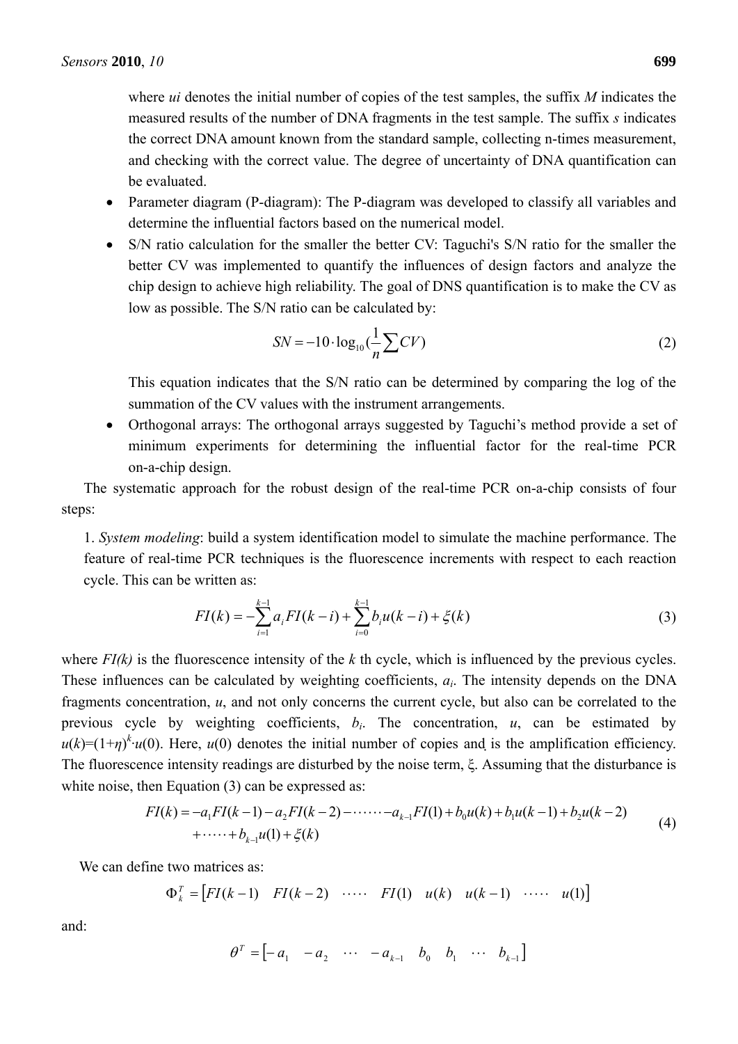where *ui* denotes the initial number of copies of the test samples, the suffix *M* indicates the measured results of the number of DNA fragments in the test sample. The suffix *s* indicates the correct DNA amount known from the standard sample, collecting n-times measurement, and checking with the correct value. The degree of uncertainty of DNA quantification can be evaluated.

- Parameter diagram (P-diagram): The P-diagram was developed to classify all variables and determine the influential factors based on the numerical model.
- S/N ratio calculation for the smaller the better CV: Taguchi's S/N ratio for the smaller the better CV was implemented to quantify the influences of design factors and analyze the chip design to achieve high reliability. The goal of DNS quantification is to make the CV as low as possible. The S/N ratio can be calculated by:

$$SN = -10 \cdot \log_{10}\left(\frac{1}{n}\sum CV\right) \tag{2}$$

  This equation indicates that the S/N ratio can be determined by comparing the log of the summation of the CV values with the instrument arrangements.

- Orthogonal arrays: The orthogonal arrays suggested by Taguchi's method provide a set of minimum experiments for determining the influential factor for the real-time PCR on-a-chip design.

The systematic approach for the robust design of the real-time PCR on-a-chip consists of four steps:

1. *System modeling*: build a system identification model to simulate the machine performance. The feature of real-time PCR techniques is the fluorescence increments with respect to each reaction cycle. This can be written as:

$$FI(k) = -\sum_{i=1}^{k-1} a_i FI(k-i) + \sum_{i=0}^{k-1} b_i u(k-i) + \xi(k) \tag{3}$$

where $FI(k)$ is the fluorescence intensity of the $k$ th cycle, which is influenced by the previous cycles. These influences can be calculated by weighting coefficients, $a_i$. The intensity depends on the DNA fragments concentration, $u$, and not only concerns the current cycle, but also can be correlated to the previous cycle by weighting coefficients, $b_i$. The concentration, $u$, can be estimated by $u(k)=(1+\eta)^k \cdot u(0)$. Here, $u(0)$ denotes the initial number of copies and is the amplification efficiency. The fluorescence intensity readings are disturbed by the noise term, $\xi$. Assuming that the disturbance is white noise, then Equation (3) can be expressed as:

$$\begin{aligned} FI(k) = & -a_1 FI(k-1) - a_2 FI(k-2) - \cdots\cdots - a_{k-1} FI(1) + b_0 u(k) + b_1 u(k-1) + b_2 u(k-2) \\ & + \cdots\cdots + b_{k-1} u(1) + \xi(k) \end{aligned} \tag{4}$$

We can define two matrices as:

$$\Phi_k^T = \begin{bmatrix} FI(k-1) & FI(k-2) & \cdots\cdots & FI(1) & u(k) & u(k-1) & \cdots\cdots & u(1) \end{bmatrix}$$

and:

$$\theta^T = \begin{bmatrix} -a_1 & -a_2 & \cdots & -a_{k-1} & b_0 & b_1 & \cdots & b_{k-1} \end{bmatrix}$$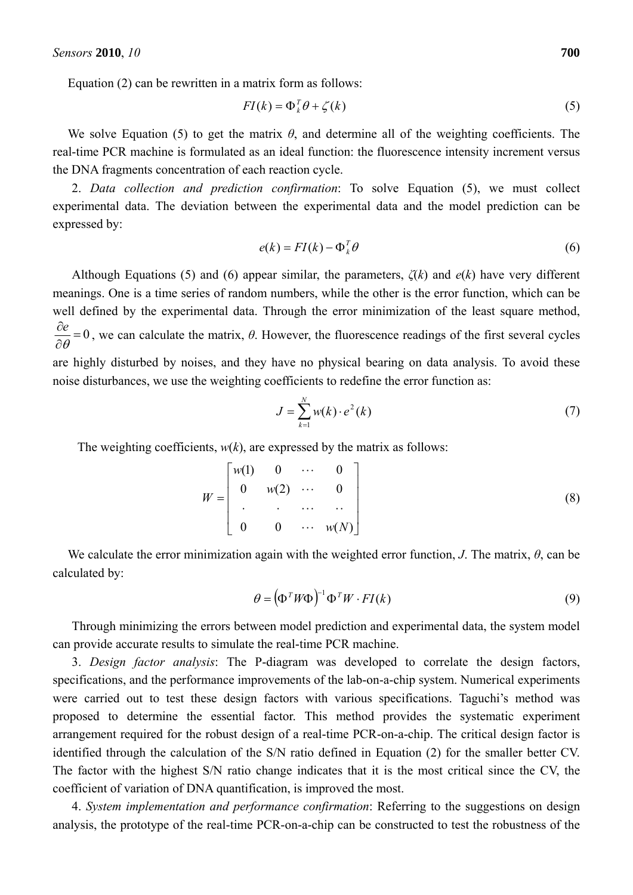Equation (2) can be rewritten in a matrix form as follows:

$$FI(k) = \Phi_k^T \theta + \zeta(k) \tag{5}$$

We solve Equation (5) to get the matrix $\theta$, and determine all of the weighting coefficients. The real-time PCR machine is formulated as an ideal function: the fluorescence intensity increment versus the DNA fragments concentration of each reaction cycle.

2. *Data collection and prediction confirmation*: To solve Equation (5), we must collect experimental data. The deviation between the experimental data and the model prediction can be expressed by:

$$e(k) = FI(k) - \Phi_k^T \theta \tag{6}$$

Although Equations (5) and (6) appear similar, the parameters, $\zeta(k)$ and $e(k)$ have very different meanings. One is a time series of random numbers, while the other is the error function, which can be well defined by the experimental data. Through the error minimization of the least square method, $\frac{\partial e}{\partial \theta} = 0$, we can calculate the matrix, $\theta$. However, the fluorescence readings of the first several cycles are highly disturbed by noises, and they have no physical bearing on data analysis. To avoid these noise disturbances, we use the weighting coefficients to redefine the error function as:

$$J = \sum_{k=1}^{N} w(k) \cdot e^2(k) \tag{7}$$

The weighting coefficients, $w(k)$, are expressed by the matrix as follows:

$$W = \begin{bmatrix} w(1) & 0 & \cdots & 0 \\ 0 & w(2) & \cdots & 0 \\ . & . & \cdots & .. \\ 0 & 0 & \cdots & w(N) \end{bmatrix} \tag{8}$$

We calculate the error minimization again with the weighted error function, $J$. The matrix, $\theta$, can be calculated by:

$$\theta = \left(\Phi^T W \Phi\right)^{-1} \Phi^T W \cdot FI(k) \tag{9}$$

Through minimizing the errors between model prediction and experimental data, the system model can provide accurate results to simulate the real-time PCR machine.

3. *Design factor analysis*: The P-diagram was developed to correlate the design factors, specifications, and the performance improvements of the lab-on-a-chip system. Numerical experiments were carried out to test these design factors with various specifications. Taguchi's method was proposed to determine the essential factor. This method provides the systematic experiment arrangement required for the robust design of a real-time PCR-on-a-chip. The critical design factor is identified through the calculation of the S/N ratio defined in Equation (2) for the smaller better CV. The factor with the highest S/N ratio change indicates that it is the most critical since the CV, the coefficient of variation of DNA quantification, is improved the most.

4. *System implementation and performance confirmation*: Referring to the suggestions on design analysis, the prototype of the real-time PCR-on-a-chip can be constructed to test the robustness of the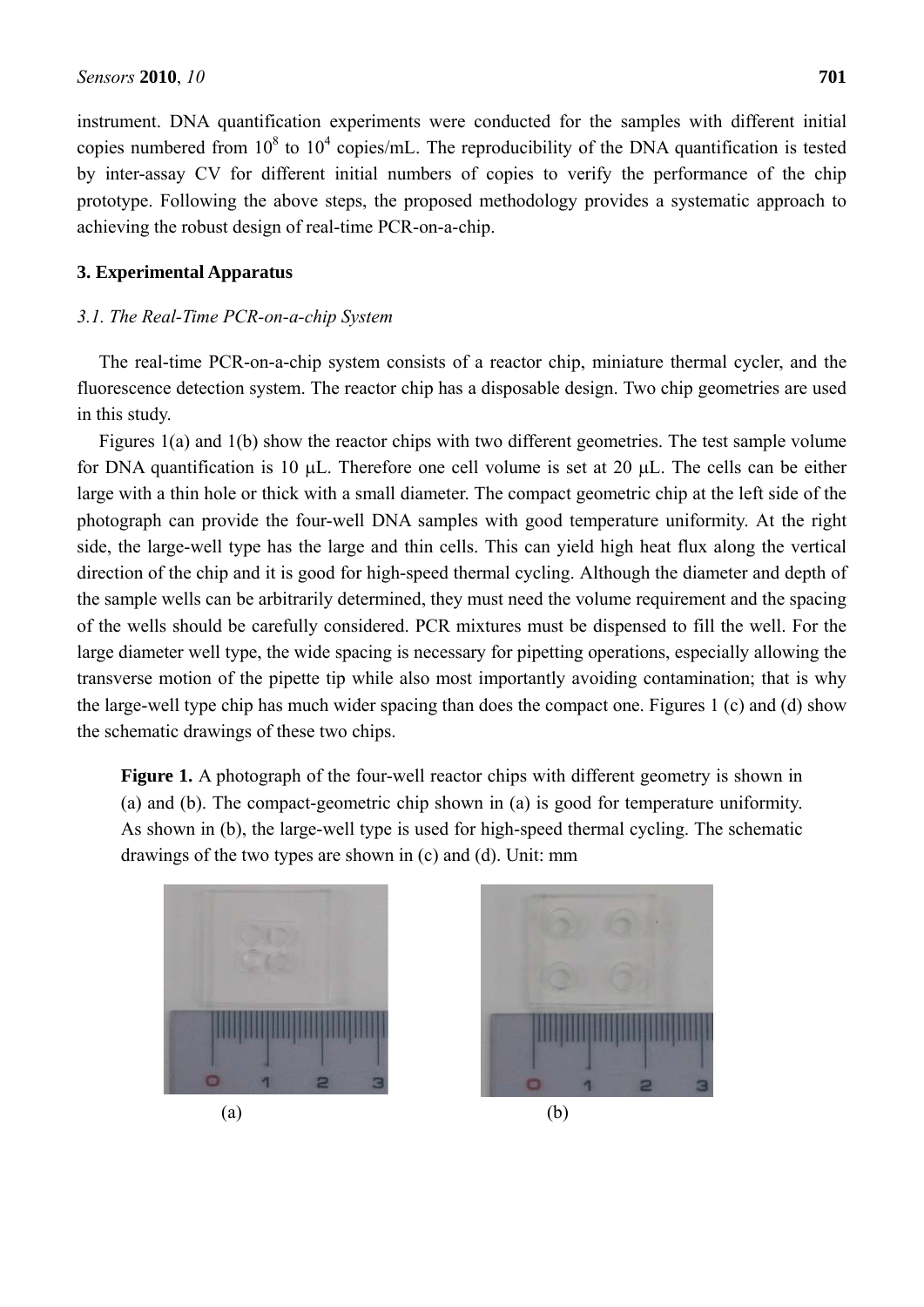instrument. DNA quantification experiments were conducted for the samples with different initial copies numbered from $10^8$ to $10^4$ copies/mL. The reproducibility of the DNA quantification is tested by inter-assay CV for different initial numbers of copies to verify the performance of the chip prototype. Following the above steps, the proposed methodology provides a systematic approach to achieving the robust design of real-time PCR-on-a-chip.

## 3. Experimental Apparatus

### *3.1. The Real-Time PCR-on-a-chip System*

The real-time PCR-on-a-chip system consists of a reactor chip, miniature thermal cycler, and the fluorescence detection system. The reactor chip has a disposable design. Two chip geometries are used in this study.

Figures 1(a) and 1(b) show the reactor chips with two different geometries. The test sample volume for DNA quantification is 10 μL. Therefore one cell volume is set at 20 μL. The cells can be either large with a thin hole or thick with a small diameter. The compact geometric chip at the left side of the photograph can provide the four-well DNA samples with good temperature uniformity. At the right side, the large-well type has the large and thin cells. This can yield high heat flux along the vertical direction of the chip and it is good for high-speed thermal cycling. Although the diameter and depth of the sample wells can be arbitrarily determined, they must need the volume requirement and the spacing of the wells should be carefully considered. PCR mixtures must be dispensed to fill the well. For the large diameter well type, the wide spacing is necessary for pipetting operations, especially allowing the transverse motion of the pipette tip while also most importantly avoiding contamination; that is why the large-well type chip has much wider spacing than does the compact one. Figures 1 (c) and (d) show the schematic drawings of these two chips.

**Figure 1.** A photograph of the four-well reactor chips with different geometry is shown in (a) and (b). The compact-geometric chip shown in (a) is good for temperature uniformity. As shown in (b), the large-well type is used for high-speed thermal cycling. The schematic drawings of the two types are shown in (c) and (d). Unit: mm

(a) (b)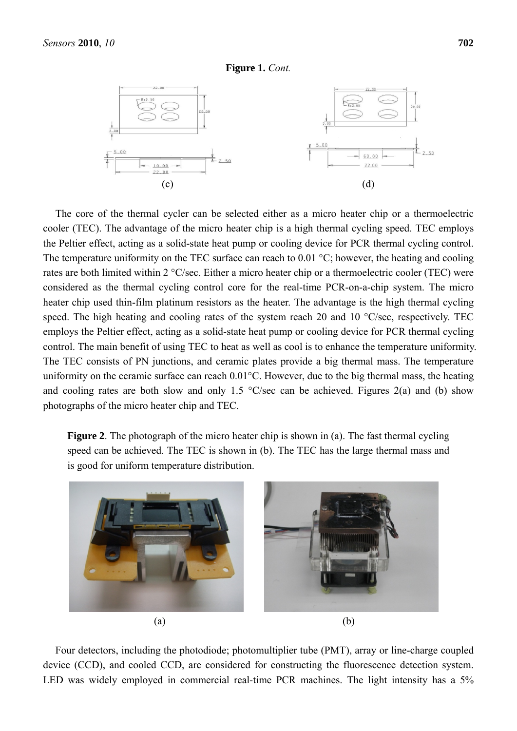**Figure 1.** *Cont.*

(c) (d)

The core of the thermal cycler can be selected either as a micro heater chip or a thermoelectric cooler (TEC). The advantage of the micro heater chip is a high thermal cycling speed. TEC employs the Peltier effect, acting as a solid-state heat pump or cooling device for PCR thermal cycling control. The temperature uniformity on the TEC surface can reach to 0.01 °C; however, the heating and cooling rates are both limited within 2 °C/sec. Either a micro heater chip or a thermoelectric cooler (TEC) were considered as the thermal cycling control core for the real-time PCR-on-a-chip system. The micro heater chip used thin-film platinum resistors as the heater. The advantage is the high thermal cycling speed. The high heating and cooling rates of the system reach 20 and 10 °C/sec, respectively. TEC employs the Peltier effect, acting as a solid-state heat pump or cooling device for PCR thermal cycling control. The main benefit of using TEC to heat as well as cool is to enhance the temperature uniformity. The TEC consists of PN junctions, and ceramic plates provide a big thermal mass. The temperature uniformity on the ceramic surface can reach 0.01°C. However, due to the big thermal mass, the heating and cooling rates are both slow and only 1.5 °C/sec can be achieved. Figures 2(a) and (b) show photographs of the micro heater chip and TEC.

**Figure 2**. The photograph of the micro heater chip is shown in (a). The fast thermal cycling speed can be achieved. The TEC is shown in (b). The TEC has the large thermal mass and is good for uniform temperature distribution.

(a) (b)

Four detectors, including the photodiode; photomultiplier tube (PMT), array or line-charge coupled device (CCD), and cooled CCD, are considered for constructing the fluorescence detection system. LED was widely employed in commercial real-time PCR machines. The light intensity has a 5%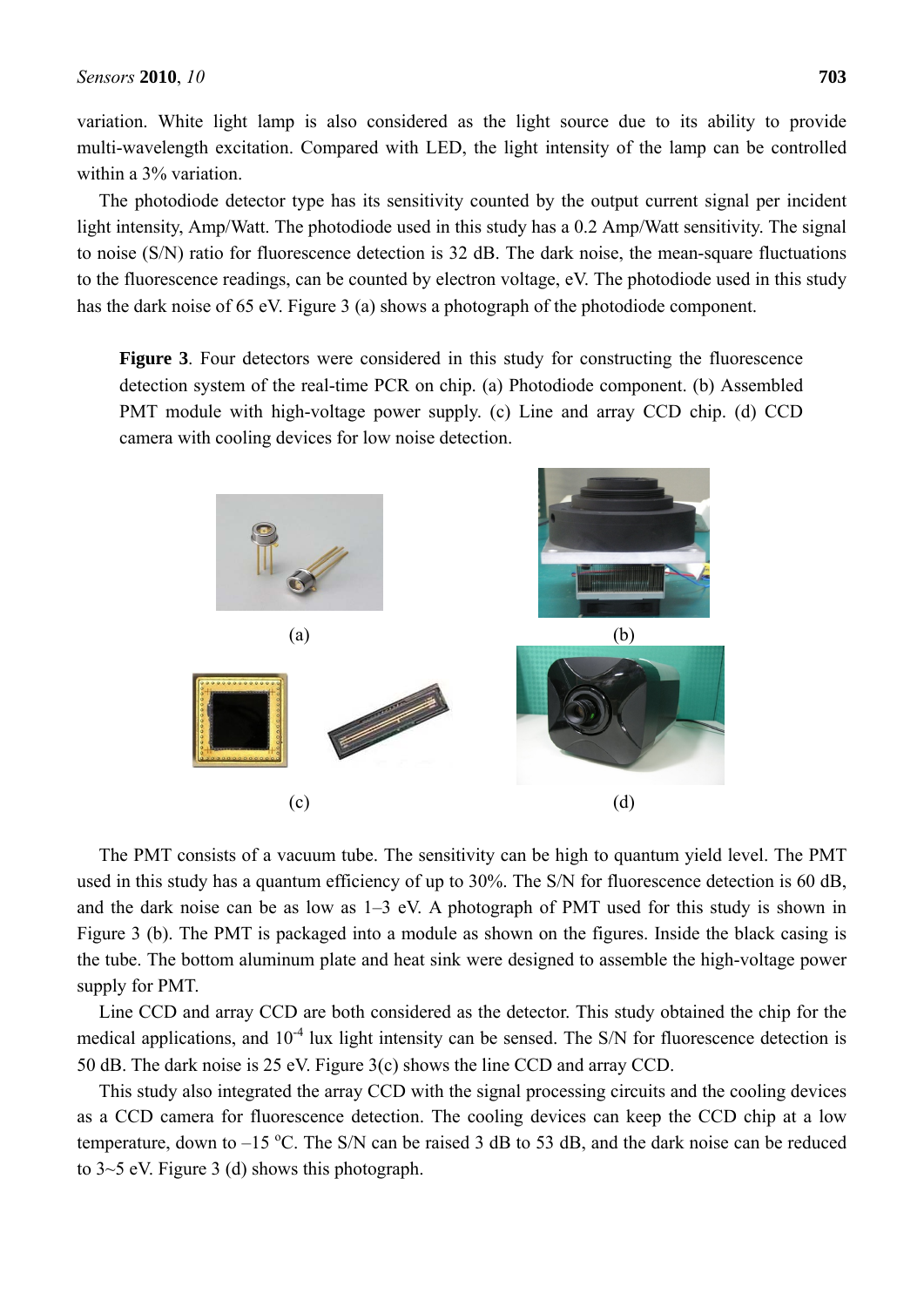variation. White light lamp is also considered as the light source due to its ability to provide multi-wavelength excitation. Compared with LED, the light intensity of the lamp can be controlled within a 3% variation.

The photodiode detector type has its sensitivity counted by the output current signal per incident light intensity, Amp/Watt. The photodiode used in this study has a 0.2 Amp/Watt sensitivity. The signal to noise (S/N) ratio for fluorescence detection is 32 dB. The dark noise, the mean-square fluctuations to the fluorescence readings, can be counted by electron voltage, eV. The photodiode used in this study has the dark noise of 65 eV. Figure 3 (a) shows a photograph of the photodiode component.

**Figure 3**. Four detectors were considered in this study for constructing the fluorescence detection system of the real-time PCR on chip. (a) Photodiode component. (b) Assembled PMT module with high-voltage power supply. (c) Line and array CCD chip. (d) CCD camera with cooling devices for low noise detection.

(a)

(b)

(c)

(d)

The PMT consists of a vacuum tube. The sensitivity can be high to quantum yield level. The PMT used in this study has a quantum efficiency of up to 30%. The S/N for fluorescence detection is 60 dB, and the dark noise can be as low as 1–3 eV. A photograph of PMT used for this study is shown in Figure 3 (b). The PMT is packaged into a module as shown on the figures. Inside the black casing is the tube. The bottom aluminum plate and heat sink were designed to assemble the high-voltage power supply for PMT.

Line CCD and array CCD are both considered as the detector. This study obtained the chip for the medical applications, and $10^{-4}$ lux light intensity can be sensed. The S/N for fluorescence detection is 50 dB. The dark noise is 25 eV. Figure 3(c) shows the line CCD and array CCD.

This study also integrated the array CCD with the signal processing circuits and the cooling devices as a CCD camera for fluorescence detection. The cooling devices can keep the CCD chip at a low temperature, down to –15 °C. The S/N can be raised 3 dB to 53 dB, and the dark noise can be reduced to 3~5 eV. Figure 3 (d) shows this photograph.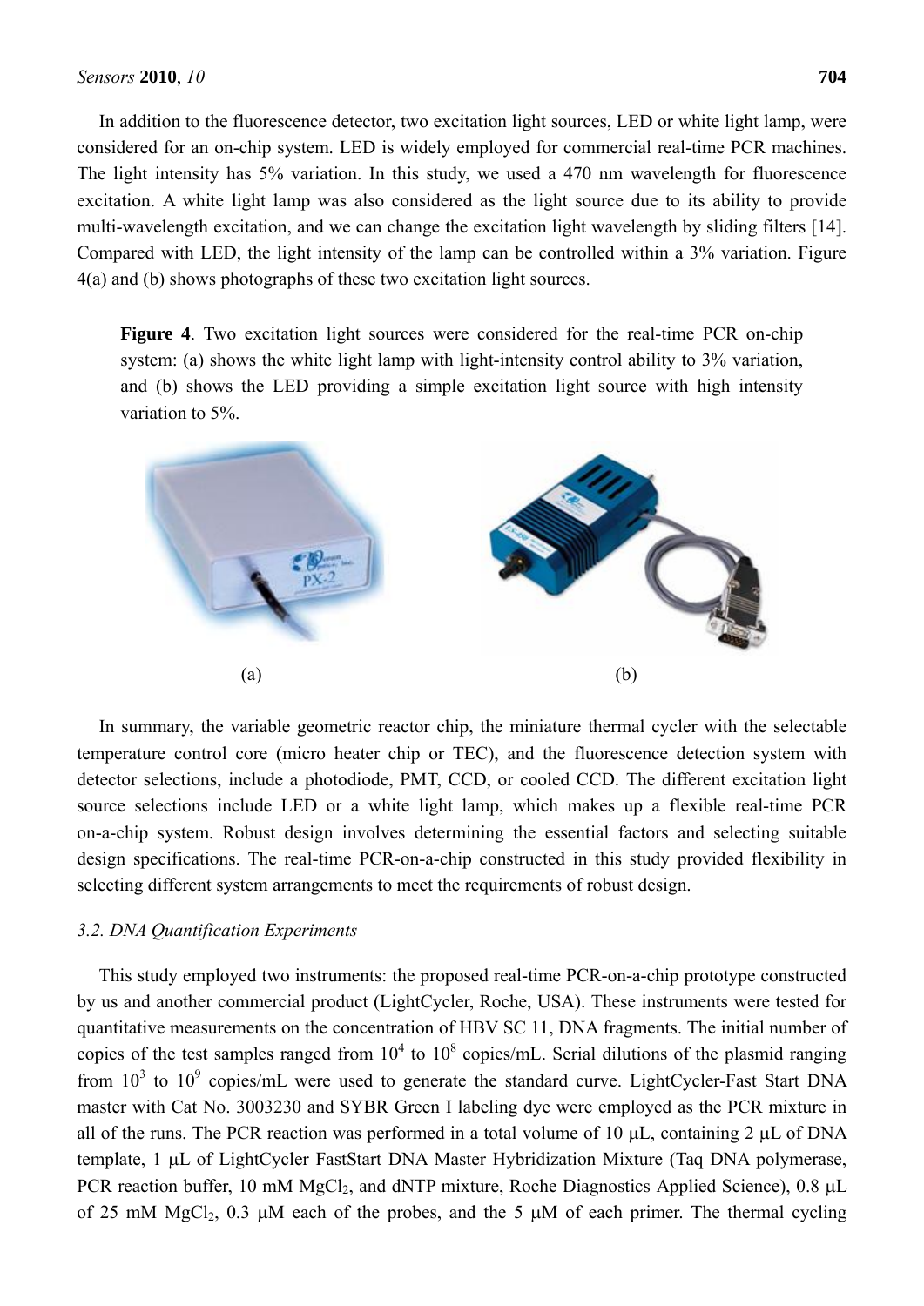In addition to the fluorescence detector, two excitation light sources, LED or white light lamp, were considered for an on-chip system. LED is widely employed for commercial real-time PCR machines. The light intensity has 5% variation. In this study, we used a 470 nm wavelength for fluorescence excitation. A white light lamp was also considered as the light source due to its ability to provide multi-wavelength excitation, and we can change the excitation light wavelength by sliding filters [14]. Compared with LED, the light intensity of the lamp can be controlled within a 3% variation. Figure 4(a) and (b) shows photographs of these two excitation light sources.

**Figure 4**. Two excitation light sources were considered for the real-time PCR on-chip system: (a) shows the white light lamp with light-intensity control ability to 3% variation, and (b) shows the LED providing a simple excitation light source with high intensity variation to 5%.

(a) (b)

In summary, the variable geometric reactor chip, the miniature thermal cycler with the selectable temperature control core (micro heater chip or TEC), and the fluorescence detection system with detector selections, include a photodiode, PMT, CCD, or cooled CCD. The different excitation light source selections include LED or a white light lamp, which makes up a flexible real-time PCR on-a-chip system. Robust design involves determining the essential factors and selecting suitable design specifications. The real-time PCR-on-a-chip constructed in this study provided flexibility in selecting different system arrangements to meet the requirements of robust design.

### *3.2. DNA Quantification Experiments*

This study employed two instruments: the proposed real-time PCR-on-a-chip prototype constructed by us and another commercial product (LightCycler, Roche, USA). These instruments were tested for quantitative measurements on the concentration of HBV SC 11, DNA fragments. The initial number of copies of the test samples ranged from $10^4$ to $10^8$ copies/mL. Serial dilutions of the plasmid ranging from $10^3$ to $10^9$ copies/mL were used to generate the standard curve. LightCycler-Fast Start DNA master with Cat No. 3003230 and SYBR Green I labeling dye were employed as the PCR mixture in all of the runs. The PCR reaction was performed in a total volume of 10 μL, containing 2 μL of DNA template, 1 μL of LightCycler FastStart DNA Master Hybridization Mixture (Taq DNA polymerase, PCR reaction buffer, 10 mM $MgCl_2$, and dNTP mixture, Roche Diagnostics Applied Science), 0.8 μL of 25 mM $MgCl_2$, 0.3 μM each of the probes, and the 5 μM of each primer. The thermal cycling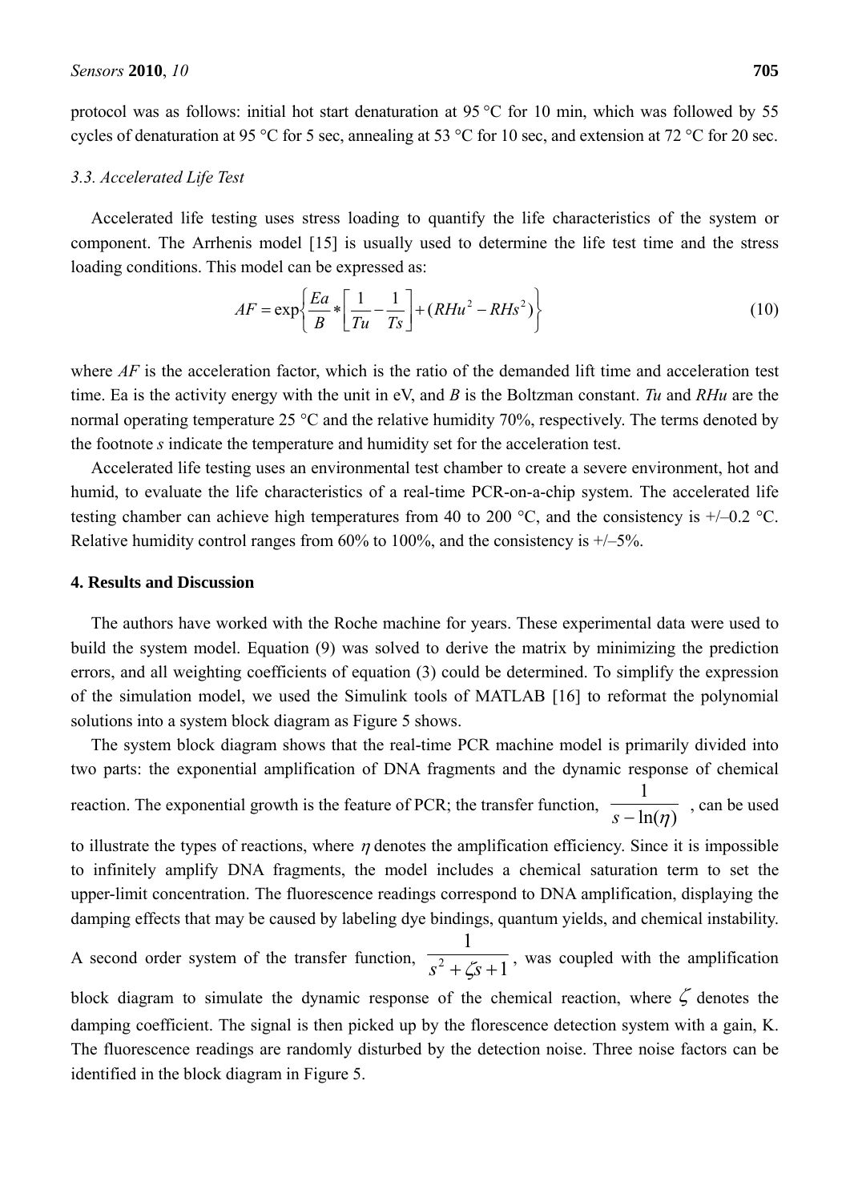protocol was as follows: initial hot start denaturation at 95 °C for 10 min, which was followed by 55 cycles of denaturation at 95 °C for 5 sec, annealing at 53 °C for 10 sec, and extension at 72 °C for 20 sec.

### *3.3. Accelerated Life Test*

Accelerated life testing uses stress loading to quantify the life characteristics of the system or component. The Arrhenis model [15] is usually used to determine the life test time and the stress loading conditions. This model can be expressed as:

$$AF = \exp\left\{\frac{Ea}{B} * \left[\frac{1}{Tu} - \frac{1}{Ts}\right] + (RHu^2 - RHs^2)\right\} \tag{10}$$

where *AF* is the acceleration factor, which is the ratio of the demanded lift time and acceleration test time. Ea is the activity energy with the unit in eV, and *B* is the Boltzman constant. *Tu* and *RHu* are the normal operating temperature 25 °C and the relative humidity 70%, respectively. The terms denoted by the footnote *s* indicate the temperature and humidity set for the acceleration test.

Accelerated life testing uses an environmental test chamber to create a severe environment, hot and humid, to evaluate the life characteristics of a real-time PCR-on-a-chip system. The accelerated life testing chamber can achieve high temperatures from 40 to 200 °C, and the consistency is +/–0.2 °C. Relative humidity control ranges from 60% to 100%, and the consistency is +/–5%.

## **4. Results and Discussion**

The authors have worked with the Roche machine for years. These experimental data were used to build the system model. Equation (9) was solved to derive the matrix by minimizing the prediction errors, and all weighting coefficients of equation (3) could be determined. To simplify the expression of the simulation model, we used the Simulink tools of MATLAB [16] to reformat the polynomial solutions into a system block diagram as Figure 5 shows.

The system block diagram shows that the real-time PCR machine model is primarily divided into two parts: the exponential amplification of DNA fragments and the dynamic response of chemical reaction. The exponential growth is the feature of PCR; the transfer function, $\frac{1}{s - \ln(\eta)}$, can be used to illustrate the types of reactions, where $\eta$ denotes the amplification efficiency. Since it is impossible to infinitely amplify DNA fragments, the model includes a chemical saturation term to set the upper-limit concentration. The fluorescence readings correspond to DNA amplification, displaying the damping effects that may be caused by labeling dye bindings, quantum yields, and chemical instability. A second order system of the transfer function, $\frac{1}{s^2 + \zeta s + 1}$, was coupled with the amplification block diagram to simulate the dynamic response of the chemical reaction, where $\zeta$ denotes the damping coefficient. The signal is then picked up by the florescence detection system with a gain, K. The fluorescence readings are randomly disturbed by the detection noise. Three noise factors can be identified in the block diagram in Figure 5.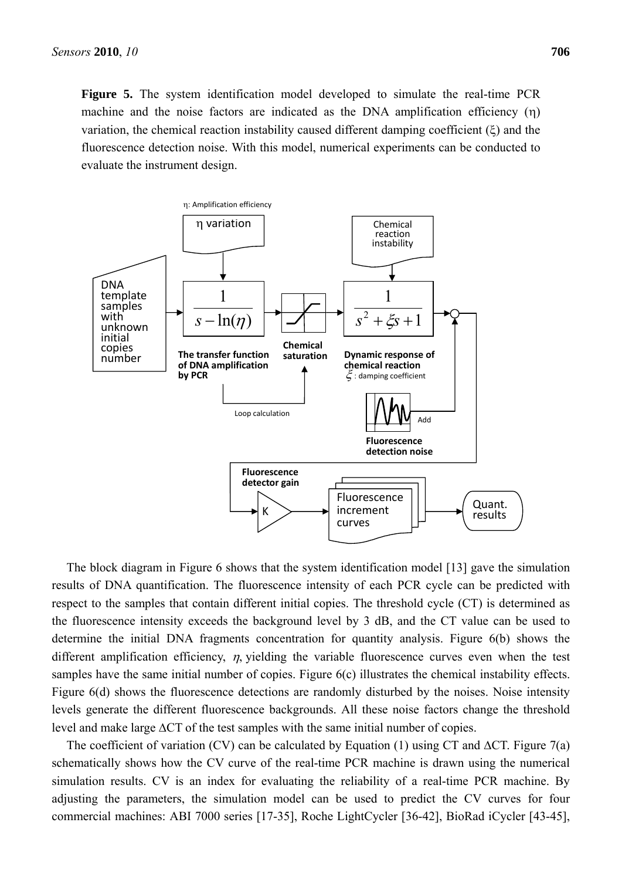**Figure 5.** The system identification model developed to simulate the real-time PCR machine and the noise factors are indicated as the DNA amplification efficiency (η) variation, the chemical reaction instability caused different damping coefficient (ξ) and the fluorescence detection noise. With this model, numerical experiments can be conducted to evaluate the instrument design.

The block diagram in Figure 6 shows that the system identification model [13] gave the simulation results of DNA quantification. The fluorescence intensity of each PCR cycle can be predicted with respect to the samples that contain different initial copies. The threshold cycle (CT) is determined as the fluorescence intensity exceeds the background level by 3 dB, and the CT value can be used to determine the initial DNA fragments concentration for quantity analysis. Figure 6(b) shows the different amplification efficiency, $\eta$, yielding the variable fluorescence curves even when the test samples have the same initial number of copies. Figure 6(c) illustrates the chemical instability effects. Figure 6(d) shows the fluorescence detections are randomly disturbed by the noises. Noise intensity levels generate the different fluorescence backgrounds. All these noise factors change the threshold level and make large ΔCT of the test samples with the same initial number of copies.

The coefficient of variation (CV) can be calculated by Equation (1) using CT and ΔCT. Figure 7(a) schematically shows how the CV curve of the real-time PCR machine is drawn using the numerical simulation results. CV is an index for evaluating the reliability of a real-time PCR machine. By adjusting the parameters, the simulation model can be used to predict the CV curves for four commercial machines: ABI 7000 series [17-35], Roche LightCycler [36-42], BioRad iCycler [43-45],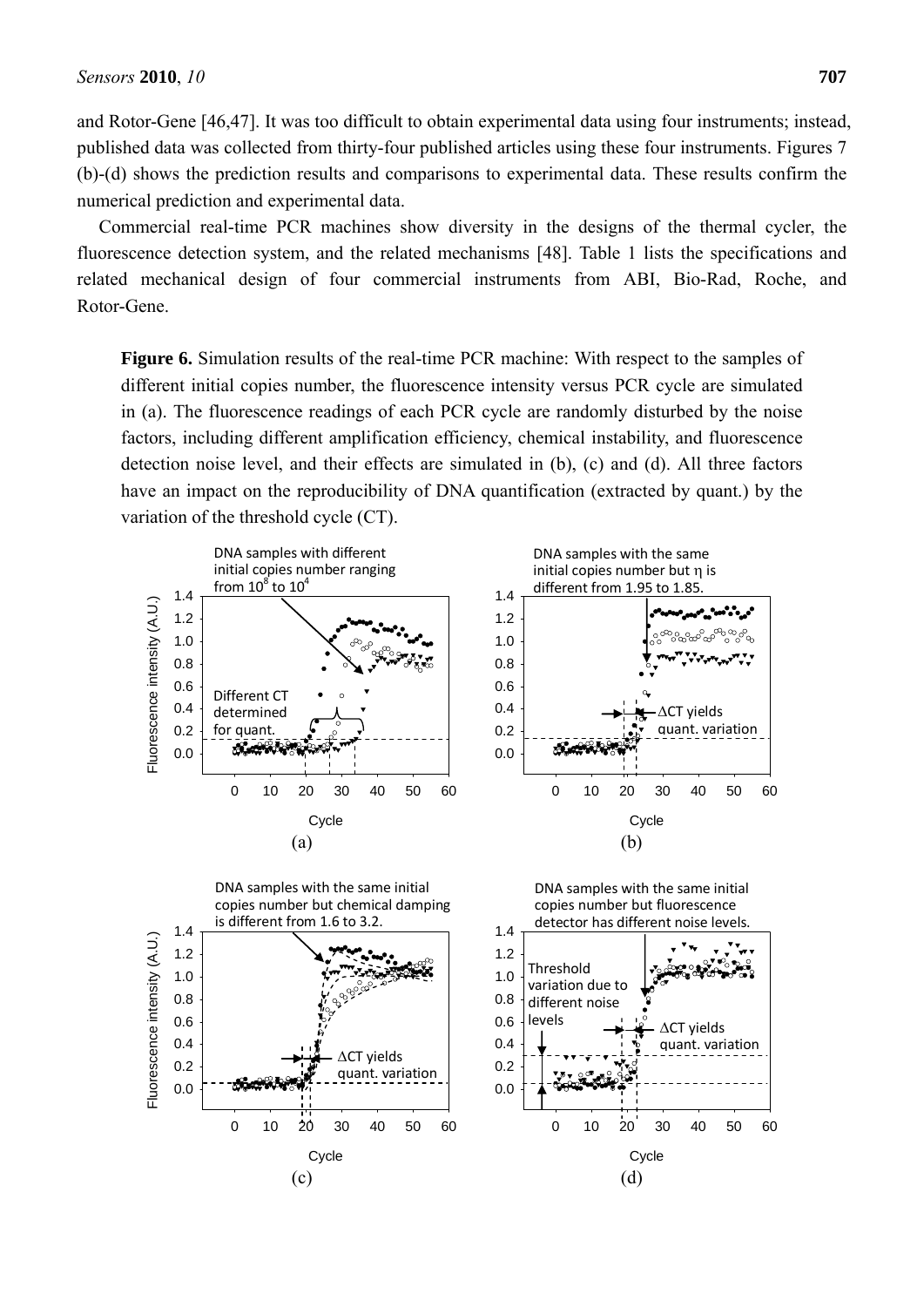and Rotor-Gene [46,47]. It was too difficult to obtain experimental data using four instruments; instead, published data was collected from thirty-four published articles using these four instruments. Figures 7 (b)-(d) shows the prediction results and comparisons to experimental data. These results confirm the numerical prediction and experimental data.

Commercial real-time PCR machines show diversity in the designs of the thermal cycler, the fluorescence detection system, and the related mechanisms [48]. Table 1 lists the specifications and related mechanical design of four commercial instruments from ABI, Bio-Rad, Roche, and Rotor-Gene.

**Figure 6.** Simulation results of the real-time PCR machine: With respect to the samples of different initial copies number, the fluorescence intensity versus PCR cycle are simulated in (a). The fluorescence readings of each PCR cycle are randomly disturbed by the noise factors, including different amplification efficiency, chemical instability, and fluorescence detection noise level, and their effects are simulated in (b), (c) and (d). All three factors have an impact on the reproducibility of DNA quantification (extracted by quant.) by the variation of the threshold cycle (CT).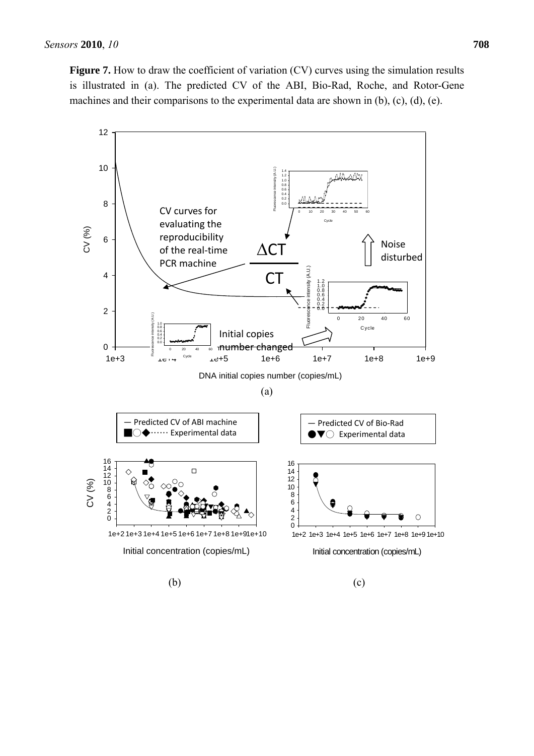**Figure 7.** How to draw the coefficient of variation (CV) curves using the simulation results is illustrated in (a). The predicted CV of the ABI, Bio-Rad, Roche, and Rotor-Gene machines and their comparisons to the experimental data are shown in (b), (c), (d), (e).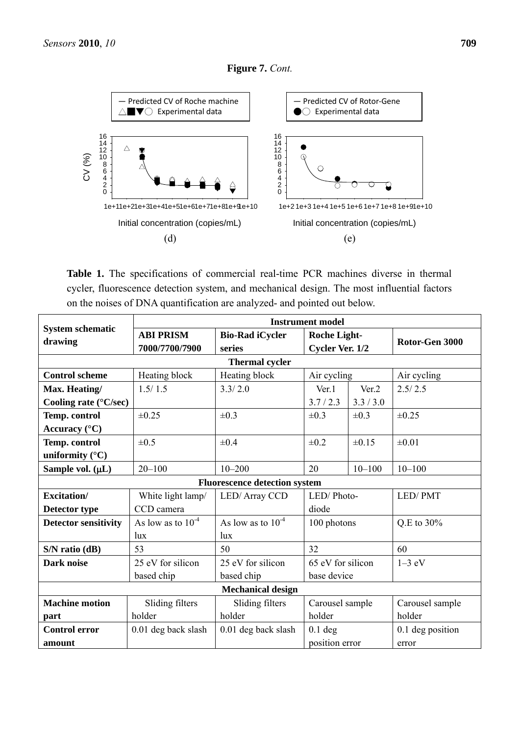**Figure 7.** *Cont.*

(d)

(e)

**Table 1.** The specifications of commercial real-time PCR machines diverse in thermal cycler, fluorescence detection system, and mechanical design. The most influential factors on the noises of DNA quantification are analyzed- and pointed out below.

| System schematic drawing | Instrument model | | | | |
|---|---|---|---|---|---|
| | **ABI PRISM 7000/7700/7900** | **Bio-Rad iCycler series** | **Roche Light-Cycler Ver. 1/2** | | **Rotor-Gen 3000** |
| **Thermal cycler** | | | | | |
| **Control scheme** | Heating block | Heating block | Air cycling | | Air cycling |
| **Max. Heating/ Cooling rate (°C/sec)** | 1.5/ 1.5 | 3.3/ 2.0 | Ver.1 3.7 / 2.3 | Ver.2 3.3 / 3.0 | 2.5/ 2.5 |
| **Temp. control Accuracy (°C)** | ±0.25 | ±0.3 | ±0.3 | ±0.3 | ±0.25 |
| **Temp. control uniformity (°C)** | ±0.5 | ±0.4 | ±0.2 | ±0.15 | ±0.01 |
| **Sample vol. (μL)** | 20–100 | 10–200 | 20 | 10–100 | 10–100 |
| **Fluorescence detection system** | | | | | |
| **Excitation/ Detector type** | White light lamp/ CCD camera | LED/ Array CCD | LED/ Photo-diode | | LED/ PMT |
| **Detector sensitivity** | As low as to $10^{-4}$ lux | As low as to $10^{-4}$ lux | 100 photons | | Q.E to 30% |
| **S/N ratio (dB)** | 53 | 50 | 32 | | 60 |
| **Dark noise** | 25 eV for silicon based chip | 25 eV for silicon based chip | 65 eV for silicon base device | | 1–3 eV |
| **Mechanical design** | | | | | |
| **Machine motion part** | Sliding filters holder | Sliding filters holder | Carousel sample holder | | Carousel sample holder |
| **Control error amount** | 0.01 deg back slash | 0.01 deg back slash | 0.1 deg position error | | 0.1 deg position error |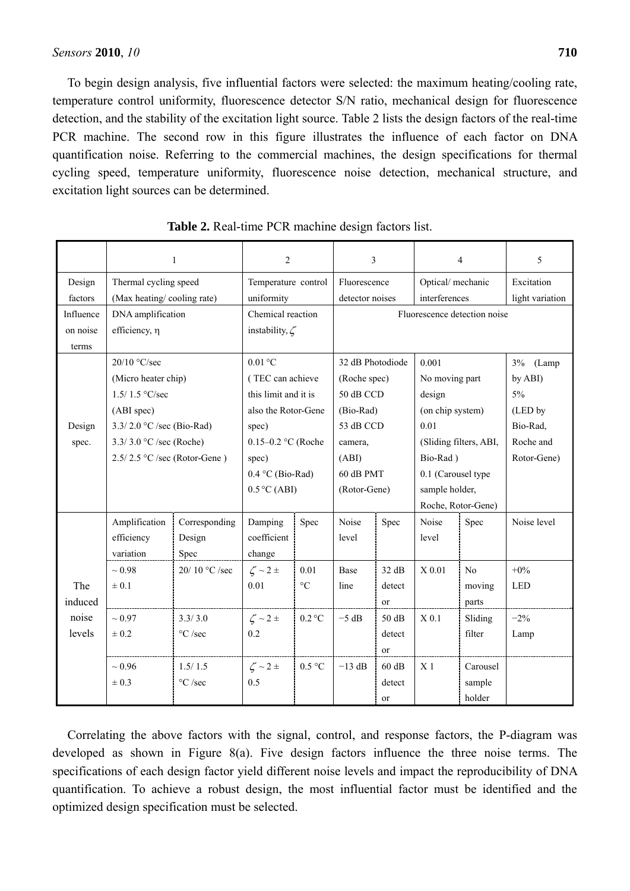To begin design analysis, five influential factors were selected: the maximum heating/cooling rate, temperature control uniformity, fluorescence detector S/N ratio, mechanical design for fluorescence detection, and the stability of the excitation light source. Table 2 lists the design factors of the real-time PCR machine. The second row in this figure illustrates the influence of each factor on DNA quantification noise. Referring to the commercial machines, the design specifications for thermal cycling speed, temperature uniformity, fluorescence noise detection, mechanical structure, and excitation light sources can be determined.

**Table 2.** Real-time PCR machine design factors list.

| | 1 | | 2 | | 3 | | 4 | | 5 |
|---|---|---|---|---|---|---|---|---|---|
| Design factors | Thermal cycling speed (Max heating/ cooling rate) | | Temperature control uniformity | | Fluorescence detector noises | | Optical/ mechanic interferences | | Excitation light variation |
| Influence on noise terms | DNA amplification efficiency, η | | Chemical reaction instability, $\zeta$ | | Fluorescence detection noise | | | | |
| Design spec. | 20/10 °C/sec (Micro heater chip) 1.5/ 1.5 °C/sec (ABI spec) 3.3/ 2.0 °C /sec (Bio-Rad) 3.3/ 3.0 °C /sec (Roche) 2.5/ 2.5 °C /sec (Rotor-Gene ) | | 0.01 °C (TEC can achieve this limit and it is also the Rotor-Gene spec) 0.15–0.2 °C (Roche spec) 0.4 °C (Bio-Rad) 0.5 °C (ABI) | | 32 dB Photodiode (Roche spec) 50 dB CCD (Bio-Rad) 53 dB CCD camera, (ABI) 60 dB PMT (Rotor-Gene) | | 0.001 No moving part design (on chip system) 0.01 (Sliding filters, ABI, Bio-Rad ) 0.1 (Carousel type sample holder, Roche, Rotor-Gene) | | 3% (Lamp by ABI) 5% (LED by Bio-Rad, Roche and Rotor-Gene) |
| The induced noise levels | Amplification efficiency variation | Corresponding Design Spec | Damping coefficient change | Spec | Noise level | Spec | Noise level | Spec | Noise level |
| | ~ 0.98 ± 0.1 | 20/ 10 °C /sec | $\zeta \sim 2 \pm 0.01$ | 0.01 °C | Base line | 32 dB detector | X 0.01 | No moving parts | +0% LED |
| | ~ 0.97 ± 0.2 | 3.3/ 3.0 °C /sec | $\zeta \sim 2 \pm 0.2$ | 0.2 °C | −5 dB | 50 dB detector | X 0.1 | Sliding filter | −2% Lamp |
| | ~ 0.96 ± 0.3 | 1.5/ 1.5 °C /sec | $\zeta \sim 2 \pm 0.5$ | 0.5 °C | −13 dB | 60 dB detector | X 1 | Carousel sample holder | |

Correlating the above factors with the signal, control, and response factors, the P-diagram was developed as shown in Figure 8(a). Five design factors influence the three noise terms. The specifications of each design factor yield different noise levels and impact the reproducibility of DNA quantification. To achieve a robust design, the most influential factor must be identified and the optimized design specification must be selected.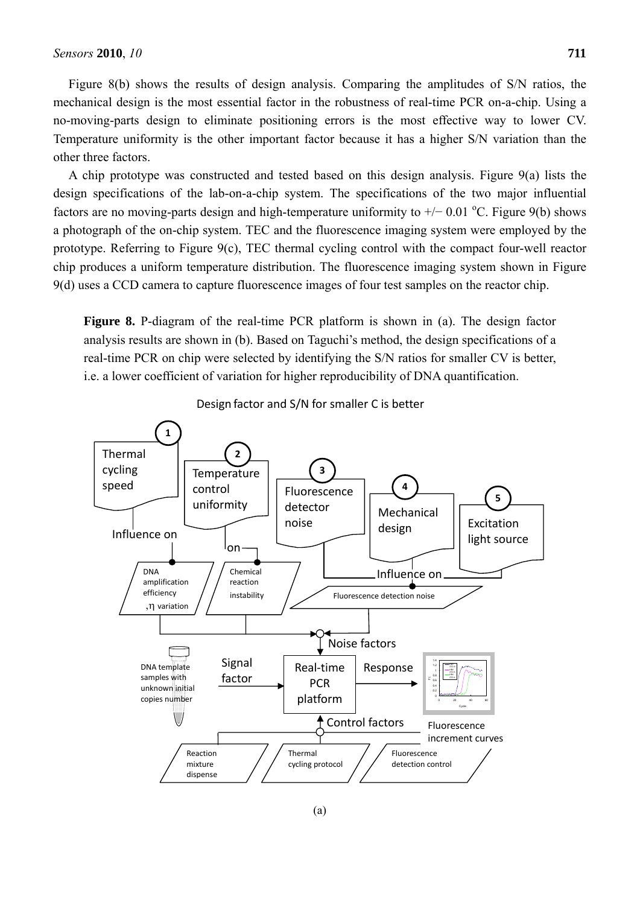Figure 8(b) shows the results of design analysis. Comparing the amplitudes of S/N ratios, the mechanical design is the most essential factor in the robustness of real-time PCR on-a-chip. Using a no-moving-parts design to eliminate positioning errors is the most effective way to lower CV. Temperature uniformity is the other important factor because it has a higher S/N variation than the other three factors.

A chip prototype was constructed and tested based on this design analysis. Figure 9(a) lists the design specifications of the lab-on-a-chip system. The specifications of the two major influential factors are no moving-parts design and high-temperature uniformity to +/− 0.01 °C. Figure 9(b) shows a photograph of the on-chip system. TEC and the fluorescence imaging system were employed by the prototype. Referring to Figure 9(c), TEC thermal cycling control with the compact four-well reactor chip produces a uniform temperature distribution. The fluorescence imaging system shown in Figure 9(d) uses a CCD camera to capture fluorescence images of four test samples on the reactor chip.

**Figure 8.** P-diagram of the real-time PCR platform is shown in (a). The design factor analysis results are shown in (b). Based on Taguchi's method, the design specifications of a real-time PCR on chip were selected by identifying the S/N ratios for smaller CV is better, i.e. a lower coefficient of variation for higher reproducibility of DNA quantification.

Design factor and S/N for smaller C is better

1 Thermal cycling speed — Influence on — DNA amplification efficiency ,η variation

2 Temperature control uniformity — on — Chemical reaction instability

3 Fluorescence detector noise

4 Mechanical design

5 Excitation light source

Influence on — Fluorescence detection noise

Noise factors

DNA template samples with unknown initial copies number — Signal factor — Real-time PCR platform — Response — Fluorescence increment curves

Control factors: Reaction mixture dispense; Thermal cycling protocol; Fluorescence detection control

(a)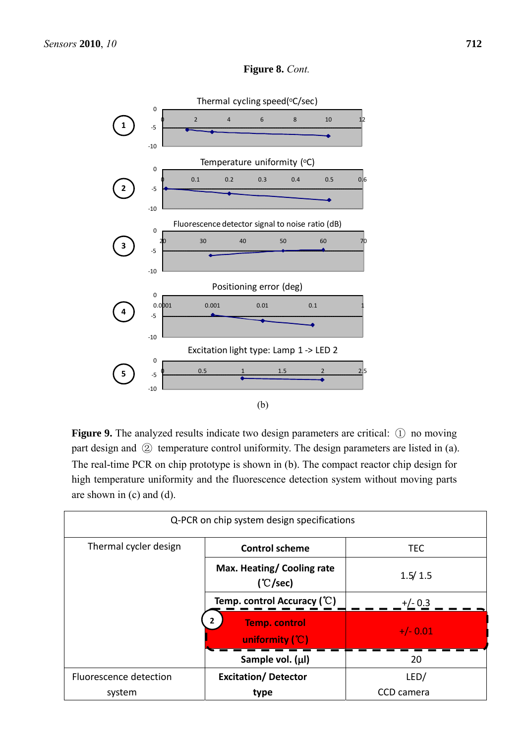**Figure 8.** *Cont.*

(b)

**Figure 9.** The analyzed results indicate two design parameters are critical: ① no moving part design and ② temperature control uniformity. The design parameters are listed in (a). The real-time PCR on chip prototype is shown in (b). The compact reactor chip design for high temperature uniformity and the fluorescence detection system without moving parts are shown in (c) and (d).

| Q-PCR on chip system design specifications | | |
|---|---|---|
| Thermal cycler design | **Control scheme** | TEC |
| | **Max. Heating/ Cooling rate (℃/sec)** | 1.5/ 1.5 |
| | **Temp. control Accuracy (℃)** | +/- 0.3 |
| | ② **Temp. control uniformity (℃)** | +/- 0.01 |
| | **Sample vol. (μl)** | 20 |
| Fluorescence detection system | **Excitation/ Detector type** | LED/ CCD camera |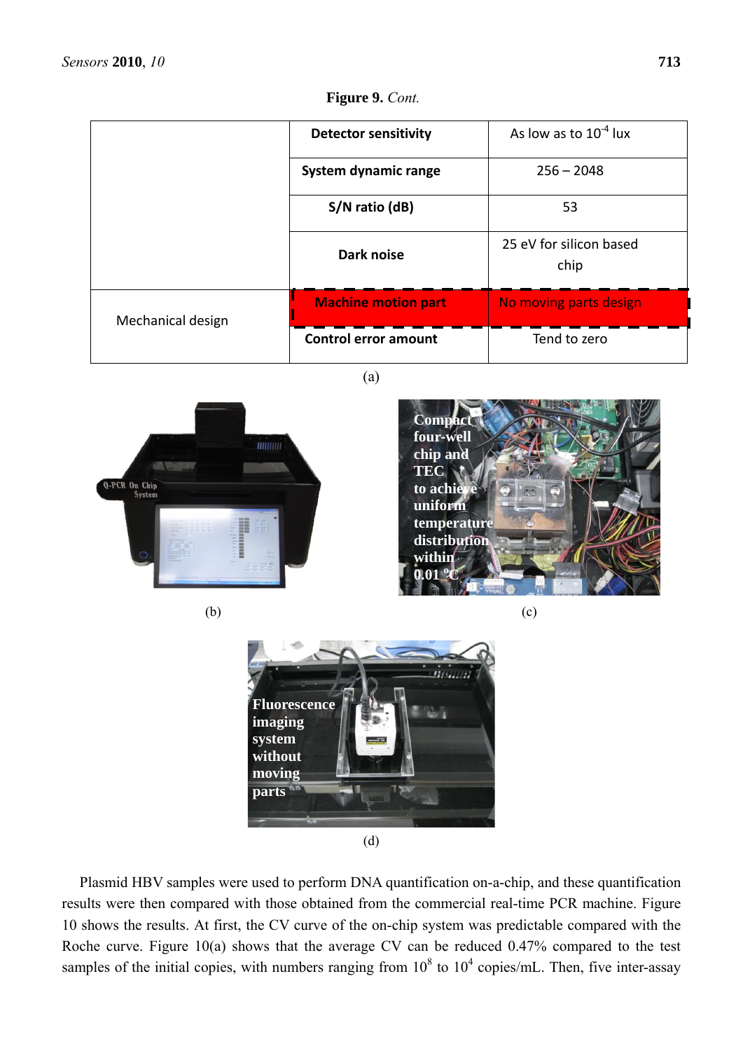**Figure 9.** *Cont.*

| | | |
|---|---|---|
| | **Detector sensitivity** | As low as to $10^{-4}$ lux |
| | **System dynamic range** | 256 – 2048 |
| | **S/N ratio (dB)** | 53 |
| | **Dark noise** | 25 eV for silicon based chip |
| Mechanical design | **Machine motion part** | No moving parts design |
| | **Control error amount** | Tend to zero |

(a)

(b)

Compact four-well chip and TEC to achieve uniform temperature distribution within 0.01 °C

(c)

Fluorescence imaging system without moving parts

(d)

Plasmid HBV samples were used to perform DNA quantification on-a-chip, and these quantification results were then compared with those obtained from the commercial real-time PCR machine. Figure 10 shows the results. At first, the CV curve of the on-chip system was predictable compared with the Roche curve. Figure 10(a) shows that the average CV can be reduced 0.47% compared to the test samples of the initial copies, with numbers ranging from $10^8$ to $10^4$ copies/mL. Then, five inter-assay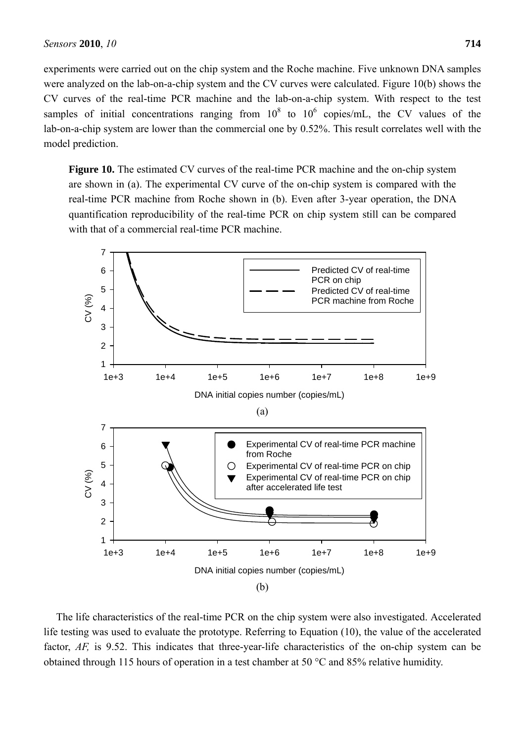experiments were carried out on the chip system and the Roche machine. Five unknown DNA samples were analyzed on the lab-on-a-chip system and the CV curves were calculated. Figure 10(b) shows the CV curves of the real-time PCR machine and the lab-on-a-chip system. With respect to the test samples of initial concentrations ranging from $10^8$ to $10^6$ copies/mL, the CV values of the lab-on-a-chip system are lower than the commercial one by 0.52%. This result correlates well with the model prediction.

**Figure 10.** The estimated CV curves of the real-time PCR machine and the on-chip system are shown in (a). The experimental CV curve of the on-chip system is compared with the real-time PCR machine from Roche shown in (b). Even after 3-year operation, the DNA quantification reproducibility of the real-time PCR on chip system still can be compared with that of a commercial real-time PCR machine.

The life characteristics of the real-time PCR on the chip system were also investigated. Accelerated life testing was used to evaluate the prototype. Referring to Equation (10), the value of the accelerated factor, *AF,* is 9.52. This indicates that three-year-life characteristics of the on-chip system can be obtained through 115 hours of operation in a test chamber at 50 °C and 85% relative humidity.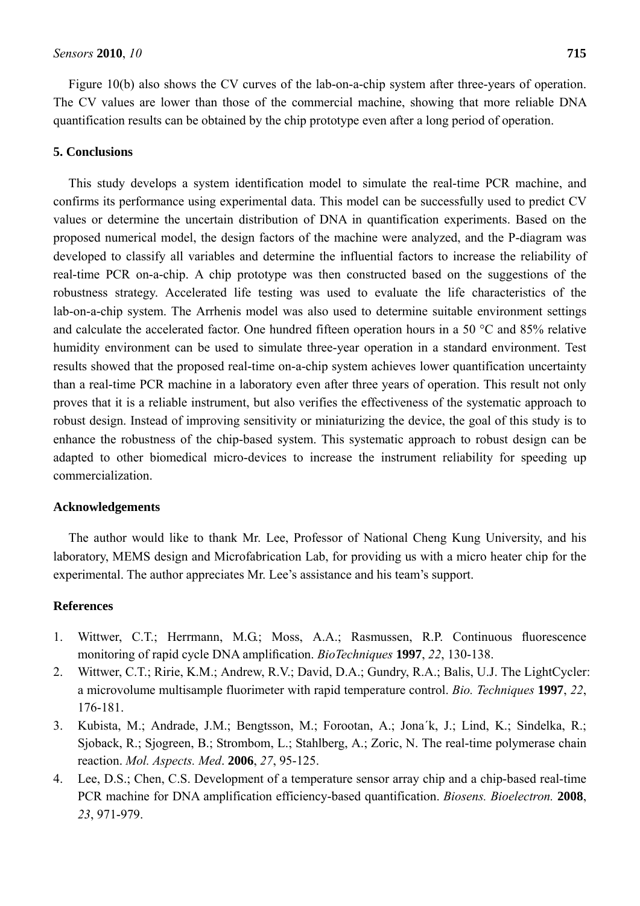Figure 10(b) also shows the CV curves of the lab-on-a-chip system after three-years of operation. The CV values are lower than those of the commercial machine, showing that more reliable DNA quantification results can be obtained by the chip prototype even after a long period of operation.

## 5. Conclusions

This study develops a system identification model to simulate the real-time PCR machine, and confirms its performance using experimental data. This model can be successfully used to predict CV values or determine the uncertain distribution of DNA in quantification experiments. Based on the proposed numerical model, the design factors of the machine were analyzed, and the P-diagram was developed to classify all variables and determine the influential factors to increase the reliability of real-time PCR on-a-chip. A chip prototype was then constructed based on the suggestions of the robustness strategy. Accelerated life testing was used to evaluate the life characteristics of the lab-on-a-chip system. The Arrhenis model was also used to determine suitable environment settings and calculate the accelerated factor. One hundred fifteen operation hours in a 50 °C and 85% relative humidity environment can be used to simulate three-year operation in a standard environment. Test results showed that the proposed real-time on-a-chip system achieves lower quantification uncertainty than a real-time PCR machine in a laboratory even after three years of operation. This result not only proves that it is a reliable instrument, but also verifies the effectiveness of the systematic approach to robust design. Instead of improving sensitivity or miniaturizing the device, the goal of this study is to enhance the robustness of the chip-based system. This systematic approach to robust design can be adapted to other biomedical micro-devices to increase the instrument reliability for speeding up commercialization.

## Acknowledgements

The author would like to thank Mr. Lee, Professor of National Cheng Kung University, and his laboratory, MEMS design and Microfabrication Lab, for providing us with a micro heater chip for the experimental. The author appreciates Mr. Lee's assistance and his team's support.

## References

1. Wittwer, C.T.; Herrmann, M.G.; Moss, A.A.; Rasmussen, R.P. Continuous fluorescence monitoring of rapid cycle DNA amplification. *BioTechniques* **1997**, *22*, 130-138.
2. Wittwer, C.T.; Ririe, K.M.; Andrew, R.V.; David, D.A.; Gundry, R.A.; Balis, U.J. The LightCycler: a microvolume multisample fluorimeter with rapid temperature control. *Bio. Techniques* **1997**, *22*, 176-181.
3. Kubista, M.; Andrade, J.M.; Bengtsson, M.; Forootan, A.; Jona´k, J.; Lind, K.; Sindelka, R.; Sjoback, R.; Sjogreen, B.; Strombom, L.; Stahlberg, A.; Zoric, N. The real-time polymerase chain reaction. *Mol. Aspects. Med*. **2006**, *27*, 95-125.
4. Lee, D.S.; Chen, C.S. Development of a temperature sensor array chip and a chip-based real-time PCR machine for DNA amplification efficiency-based quantification. *Biosens. Bioelectron.* **2008**, *23*, 971-979.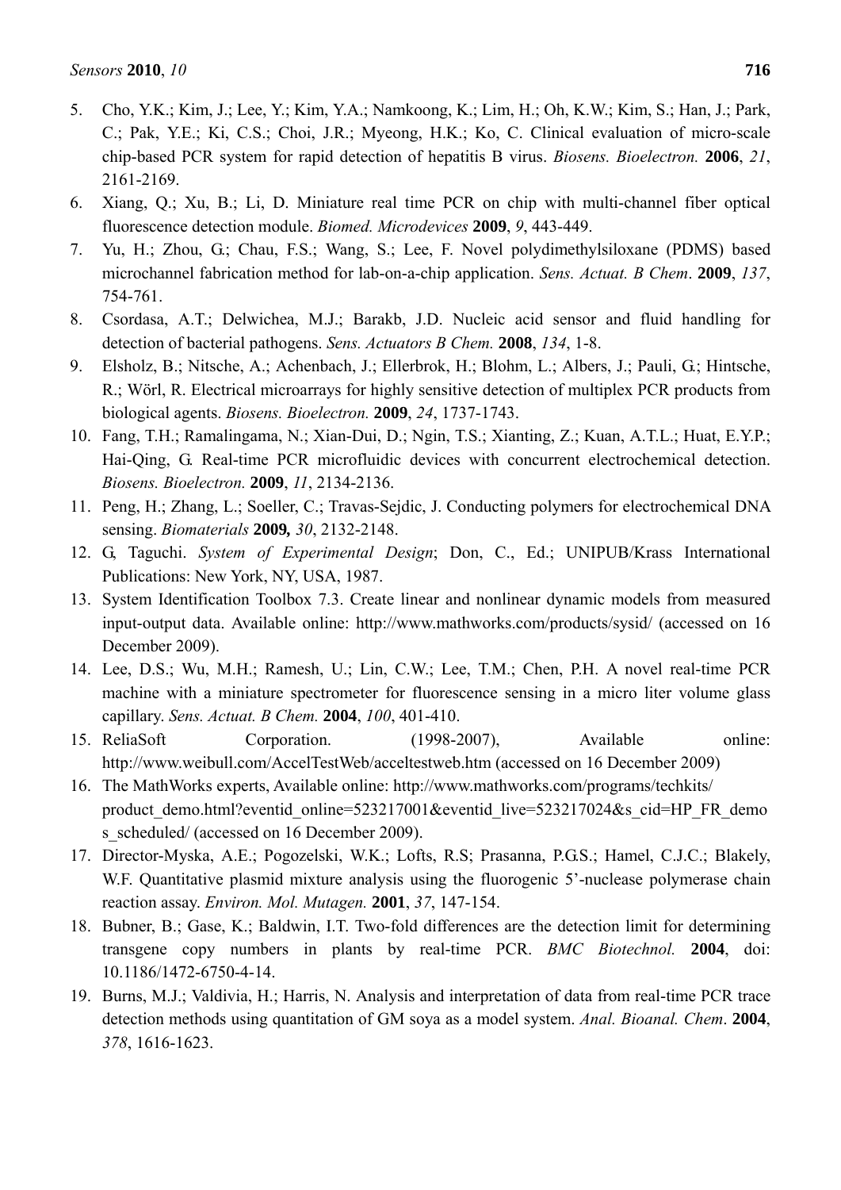5. Cho, Y.K.; Kim, J.; Lee, Y.; Kim, Y.A.; Namkoong, K.; Lim, H.; Oh, K.W.; Kim, S.; Han, J.; Park, C.; Pak, Y.E.; Ki, C.S.; Choi, J.R.; Myeong, H.K.; Ko, C. Clinical evaluation of micro-scale chip-based PCR system for rapid detection of hepatitis B virus. *Biosens. Bioelectron.* **2006**, *21*, 2161-2169.
6. Xiang, Q.; Xu, B.; Li, D. Miniature real time PCR on chip with multi-channel fiber optical fluorescence detection module. *Biomed. Microdevices* **2009**, *9*, 443-449.
7. Yu, H.; Zhou, G.; Chau, F.S.; Wang, S.; Lee, F. Novel polydimethylsiloxane (PDMS) based microchannel fabrication method for lab-on-a-chip application. *Sens. Actuat. B Chem*. **2009**, *137*, 754-761.
8. Csordasa, A.T.; Delwichea, M.J.; Barakb, J.D. Nucleic acid sensor and fluid handling for detection of bacterial pathogens. *Sens. Actuators B Chem.* **2008**, *134*, 1-8.
9. Elsholz, B.; Nitsche, A.; Achenbach, J.; Ellerbrok, H.; Blohm, L.; Albers, J.; Pauli, G.; Hintsche, R.; Wörl, R. Electrical microarrays for highly sensitive detection of multiplex PCR products from biological agents. *Biosens. Bioelectron.* **2009**, *24*, 1737-1743.
10. Fang, T.H.; Ramalingama, N.; Xian-Dui, D.; Ngin, T.S.; Xianting, Z.; Kuan, A.T.L.; Huat, E.Y.P.; Hai-Qing, G. Real-time PCR microfluidic devices with concurrent electrochemical detection. *Biosens. Bioelectron.* **2009**, *11*, 2134-2136.
11. Peng, H.; Zhang, L.; Soeller, C.; Travas-Sejdic, J. Conducting polymers for electrochemical DNA sensing. *Biomaterials* **2009,** *30*, 2132-2148.
12. G, Taguchi. *System of Experimental Design*; Don, C., Ed.; UNIPUB/Krass International Publications: New York, NY, USA, 1987.
13. System Identification Toolbox 7.3. Create linear and nonlinear dynamic models from measured input-output data. Available online: http://www.mathworks.com/products/sysid/ (accessed on 16 December 2009).
14. Lee, D.S.; Wu, M.H.; Ramesh, U.; Lin, C.W.; Lee, T.M.; Chen, P.H. A novel real-time PCR machine with a miniature spectrometer for fluorescence sensing in a micro liter volume glass capillary. *Sens. Actuat. B Chem.* **2004**, *100*, 401-410.
15. ReliaSoft Corporation. (1998-2007), Available online: http://www.weibull.com/AccelTestWeb/acceltestweb.htm (accessed on 16 December 2009)
16. The MathWorks experts, Available online: http://www.mathworks.com/programs/techkits/product_demo.html?eventid_online=523217001&eventid_live=523217024&s_cid=HP_FR_demos_scheduled/ (accessed on 16 December 2009).
17. Director-Myska, A.E.; Pogozelski, W.K.; Lofts, R.S; Prasanna, P.G.S.; Hamel, C.J.C.; Blakely, W.F. Quantitative plasmid mixture analysis using the fluorogenic 5'-nuclease polymerase chain reaction assay. *Environ. Mol. Mutagen.* **2001**, *37*, 147-154.
18. Bubner, B.; Gase, K.; Baldwin, I.T. Two-fold differences are the detection limit for determining transgene copy numbers in plants by real-time PCR. *BMC Biotechnol.* **2004**, doi: 10.1186/1472-6750-4-14.
19. Burns, M.J.; Valdivia, H.; Harris, N. Analysis and interpretation of data from real-time PCR trace detection methods using quantitation of GM soya as a model system. *Anal. Bioanal. Chem*. **2004**, *378*, 1616-1623.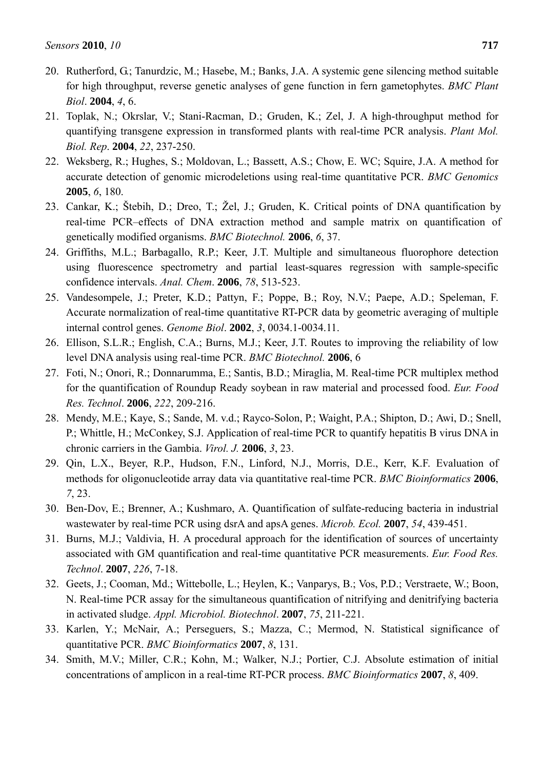20. Rutherford, G.; Tanurdzic, M.; Hasebe, M.; Banks, J.A. A systemic gene silencing method suitable for high throughput, reverse genetic analyses of gene function in fern gametophytes. *BMC Plant Biol*. **2004**, *4*, 6.
21. Toplak, N.; Okrslar, V.; Stani-Racman, D.; Gruden, K.; Zel, J. A high-throughput method for quantifying transgene expression in transformed plants with real-time PCR analysis. *Plant Mol. Biol. Rep*. **2004**, *22*, 237-250.
22. Weksberg, R.; Hughes, S.; Moldovan, L.; Bassett, A.S.; Chow, E. WC; Squire, J.A. A method for accurate detection of genomic microdeletions using real-time quantitative PCR. *BMC Genomics* **2005**, *6*, 180.
23. Cankar, K.; Štebih, D.; Dreo, T.; Žel, J.; Gruden, K. Critical points of DNA quantification by real-time PCR–effects of DNA extraction method and sample matrix on quantification of genetically modified organisms. *BMC Biotechnol.* **2006**, *6*, 37.
24. Griffiths, M.L.; Barbagallo, R.P.; Keer, J.T. Multiple and simultaneous fluorophore detection using fluorescence spectrometry and partial least-squares regression with sample-specific confidence intervals. *Anal. Chem*. **2006**, *78*, 513-523.
25. Vandesompele, J.; Preter, K.D.; Pattyn, F.; Poppe, B.; Roy, N.V.; Paepe, A.D.; Speleman, F. Accurate normalization of real-time quantitative RT-PCR data by geometric averaging of multiple internal control genes. *Genome Biol*. **2002**, *3*, 0034.1-0034.11.
26. Ellison, S.L.R.; English, C.A.; Burns, M.J.; Keer, J.T. Routes to improving the reliability of low level DNA analysis using real-time PCR. *BMC Biotechnol.* **2006**, 6
27. Foti, N.; Onori, R.; Donnarumma, E.; Santis, B.D.; Miraglia, M. Real-time PCR multiplex method for the quantification of Roundup Ready soybean in raw material and processed food. *Eur. Food Res. Technol*. **2006**, *222*, 209-216.
28. Mendy, M.E.; Kaye, S.; Sande, M. v.d.; Rayco-Solon, P.; Waight, P.A.; Shipton, D.; Awi, D.; Snell, P.; Whittle, H.; McConkey, S.J. Application of real-time PCR to quantify hepatitis B virus DNA in chronic carriers in the Gambia. *Virol. J.* **2006**, *3*, 23.
29. Qin, L.X., Beyer, R.P., Hudson, F.N., Linford, N.J., Morris, D.E., Kerr, K.F. Evaluation of methods for oligonucleotide array data via quantitative real-time PCR. *BMC Bioinformatics* **2006**, *7*, 23.
30. Ben-Dov, E.; Brenner, A.; Kushmaro, A. Quantification of sulfate-reducing bacteria in industrial wastewater by real-time PCR using dsrA and apsA genes. *Microb. Ecol.* **2007**, *54*, 439-451.
31. Burns, M.J.; Valdivia, H. A procedural approach for the identification of sources of uncertainty associated with GM quantification and real-time quantitative PCR measurements. *Eur. Food Res. Technol*. **2007**, *226*, 7-18.
32. Geets, J.; Cooman, Md.; Wittebolle, L.; Heylen, K.; Vanparys, B.; Vos, P.D.; Verstraete, W.; Boon, N. Real-time PCR assay for the simultaneous quantification of nitrifying and denitrifying bacteria in activated sludge. *Appl. Microbiol. Biotechnol*. **2007**, *75*, 211-221.
33. Karlen, Y.; McNair, A.; Perseguers, S.; Mazza, C.; Mermod, N. Statistical significance of quantitative PCR. *BMC Bioinformatics* **2007**, *8*, 131.
34. Smith, M.V.; Miller, C.R.; Kohn, M.; Walker, N.J.; Portier, C.J. Absolute estimation of initial concentrations of amplicon in a real-time RT-PCR process. *BMC Bioinformatics* **2007**, *8*, 409.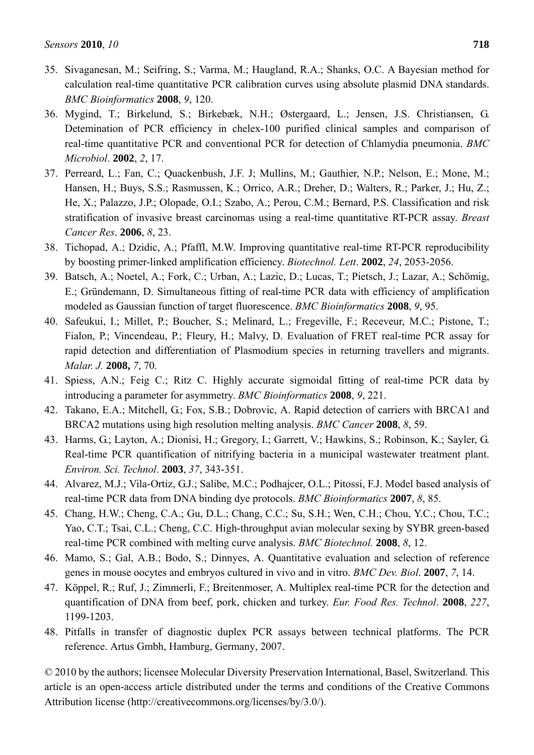35. Sivaganesan, M.; Seifring, S.; Varma, M.; Haugland, R.A.; Shanks, O.C. A Bayesian method for calculation real-time quantitative PCR calibration curves using absolute plasmid DNA standards. *BMC Bioinformatics* **2008**, *9*, 120.
36. Mygind, T.; Birkelund, S.; Birkebæk, N.H.; Østergaard, L.; Jensen, J.S. Christiansen, G. Detemination of PCR efficiency in chelex-100 purified clinical samples and comparison of real-time quantitative PCR and conventional PCR for detection of Chlamydia pneumonia. *BMC Microbiol*. **2002**, *2*, 17.
37. Perreard, L.; Fan, C.; Quackenbush, J.F. J; Mullins, M.; Gauthier, N.P.; Nelson, E.; Mone, M.; Hansen, H.; Buys, S.S.; Rasmussen, K.; Orrico, A.R.; Dreher, D.; Walters, R.; Parker, J.; Hu, Z.; He, X.; Palazzo, J.P.; Olopade, O.I.; Szabo, A.; Perou, C.M.; Bernard, P.S. Classification and risk stratification of invasive breast carcinomas using a real-time quantitative RT-PCR assay. *Breast Cancer Res*. **2006**, *8*, 23.
38. Tichopad, A.; Dzidic, A.; Pfaffl, M.W. Improving quantitative real-time RT-PCR reproducibility by boosting primer-linked amplification efficiency. *Biotechnol. Lett*. **2002**, *24*, 2053-2056.
39. Batsch, A.; Noetel, A.; Fork, C.; Urban, A.; Lazic, D.; Lucas, T.; Pietsch, J.; Lazar, A.; Schömig, E.; Gründemann, D. Simultaneous fitting of real-time PCR data with efficiency of amplification modeled as Gaussian function of target fluorescence. *BMC Bioinformatics* **2008**, *9*, 95.
40. Safeukui, I.; Millet, P.; Boucher, S.; Melinard, L.; Fregeville, F.; Receveur, M.C.; Pistone, T.; Fialon, P.; Vincendeau, P.; Fleury, H.; Malvy, D. Evaluation of FRET real-time PCR assay for rapid detection and differentiation of Plasmodium species in returning travellers and migrants. *Malar. J.* **2008,** *7*, 70.
41. Spiess, A.N.; Feig C.; Ritz C. Highly accurate sigmoidal fitting of real-time PCR data by introducing a parameter for asymmetry. *BMC Bioinformatics* **2008**, *9*, 221.
42. Takano, E.A.; Mitchell, G.; Fox, S.B.; Dobrovic, A. Rapid detection of carriers with BRCA1 and BRCA2 mutations using high resolution melting analysis. *BMC Cancer* **2008**, *8*, 59.
43. Harms, G.; Layton, A.; Dionisi, H.; Gregory, I.; Garrett, V.; Hawkins, S.; Robinson, K.; Sayler, G. Real-time PCR quantification of nitrifying bacteria in a municipal wastewater treatment plant. *Environ. Sci. Technol*. **2003**, *37*, 343-351.
44. Alvarez, M.J.; Vila-Ortiz, G.J.; Salibe, M.C.; Podhajcer, O.L.; Pitossi, F.J. Model based analysis of real-time PCR data from DNA binding dye protocols. *BMC Bioinformatics* **2007**, *8*, 85.
45. Chang, H.W.; Cheng, C.A.; Gu, D.L.; Chang, C.C.; Su, S.H.; Wen, C.H.; Chou, Y.C.; Chou, T.C.; Yao, C.T.; Tsai, C.L.; Cheng, C.C. High-throughput avian molecular sexing by SYBR green-based real-time PCR combined with melting curve analysis. *BMC Biotechnol.* **2008**, *8*, 12.
46. Mamo, S.; Gal, A.B.; Bodo, S.; Dinnyes, A. Quantitative evaluation and selection of reference genes in mouse oocytes and embryos cultured in vivo and in vitro. *BMC Dev. Biol*. **2007**, *7*, 14.
47. Köppel, R.; Ruf, J.; Zimmerli, F.; Breitenmoser, A. Multiplex real-time PCR for the detection and quantification of DNA from beef, pork, chicken and turkey. *Eur. Food Res. Technol*. **2008**, *227*, 1199-1203.
48. Pitfalls in transfer of diagnostic duplex PCR assays between technical platforms. The PCR reference. Artus Gmbh, Hamburg, Germany, 2007.

© 2010 by the authors; licensee Molecular Diversity Preservation International, Basel, Switzerland. This article is an open-access article distributed under the terms and conditions of the Creative Commons Attribution license (http://creativecommons.org/licenses/by/3.0/).